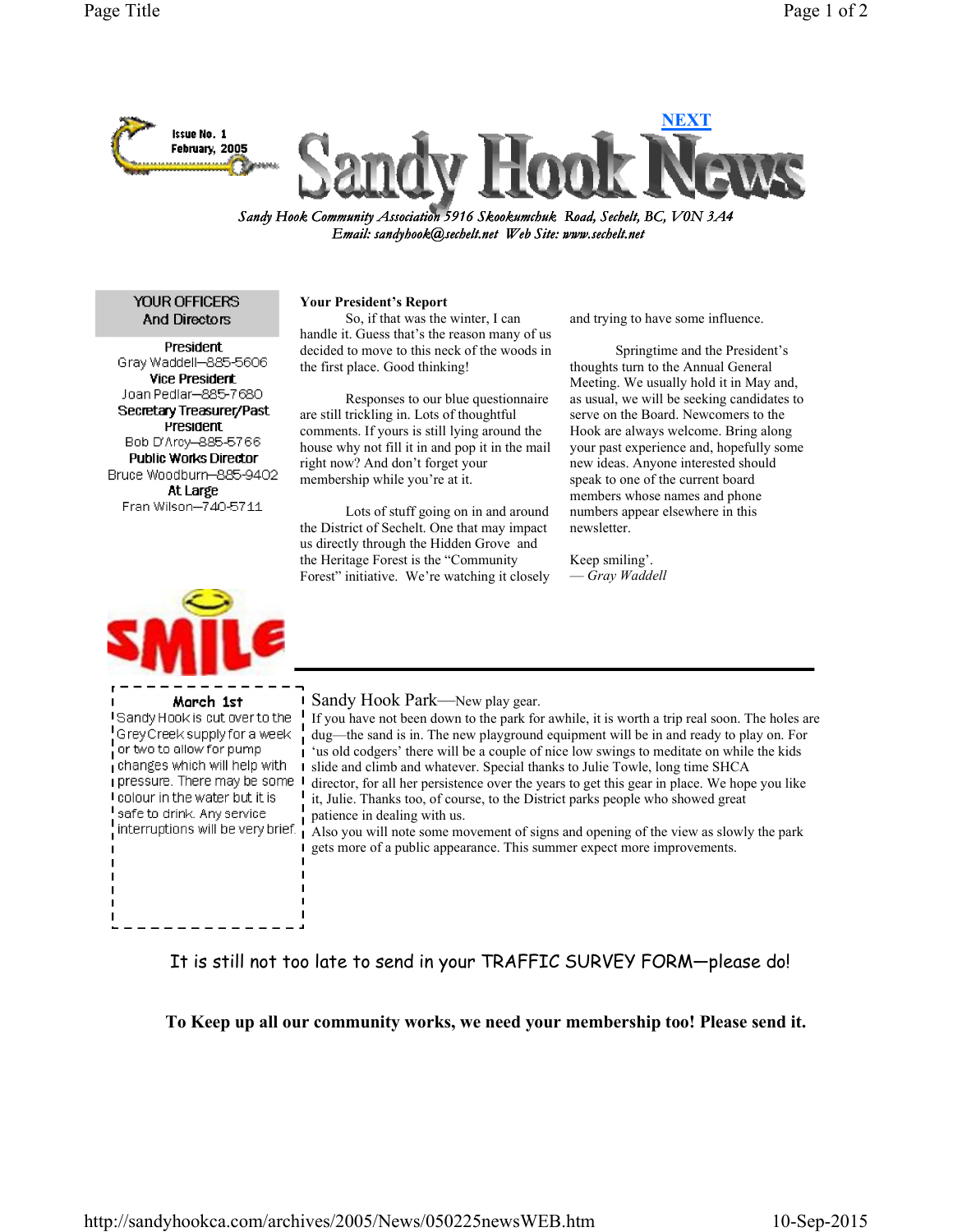NEXT

Issue No. 1
February, 2005

# Sandy Hook News

*Sandy Hook Community Association 5916 Skookumchuk Road, Sechelt, BC, V0N 3A4*
*Email: sandyhook@sechelt.net Web Site: www.sechelt.net*

## YOUR OFFICERS And Directors

**President**
Gray Waddell—885-5606

**Vice President**
Joan Pedlar—885-7680

**Secretary Treasurer/Past President**
Bob D'Arcy—885-5766

**Public Works Director**
Bruce Woodburn—885-9402

**At Large**
Fran Wilson—740-5711

## Your President's Report

So, if that was the winter, I can handle it. Guess that's the reason many of us decided to move to this neck of the woods in the first place. Good thinking!

Responses to our blue questionnaire are still trickling in. Lots of thoughtful comments. If yours is still lying around the house why not fill it in and pop it in the mail right now? And don't forget your membership while you're at it.

Lots of stuff going on in and around the District of Sechelt. One that may impact us directly through the Hidden Grove and the Heritage Forest is the "Community Forest" initiative. We're watching it closely and trying to have some influence.

Springtime and the President's thoughts turn to the Annual General Meeting. We usually hold it in May and, as usual, we will be seeking candidates to serve on the Board. Newcomers to the Hook are always welcome. Bring along your past experience and, hopefully some new ideas. Anyone interested should speak to one of the current board members whose names and phone numbers appear elsewhere in this newsletter.

Keep smiling'.
— *Gray Waddell*

SMILE

**March 1st**

Sandy Hook is cut over to the Grey Creek supply for a week or two to allow for pump changes which will help with pressure. There may be some colour in the water but it is safe to drink. Any service interruptions will be very brief.

## Sandy Hook Park—New play gear.

If you have not been down to the park for awhile, it is worth a trip real soon. The holes are dug—the sand is in. The new playground equipment will be in and ready to play on. For 'us old codgers' there will be a couple of nice low swings to meditate on while the kids slide and climb and whatever. Special thanks to Julie Towle, long time SHCA director, for all her persistence over the years to get this gear in place. We hope you like it, Julie. Thanks too, of course, to the District parks people who showed great patience in dealing with us.

Also you will note some movement of signs and opening of the view as slowly the park gets more of a public appearance. This summer expect more improvements.

It is still not too late to send in your TRAFFIC SURVEY FORM—please do!

**To Keep up all our community works, we need your membership too! Please send it.**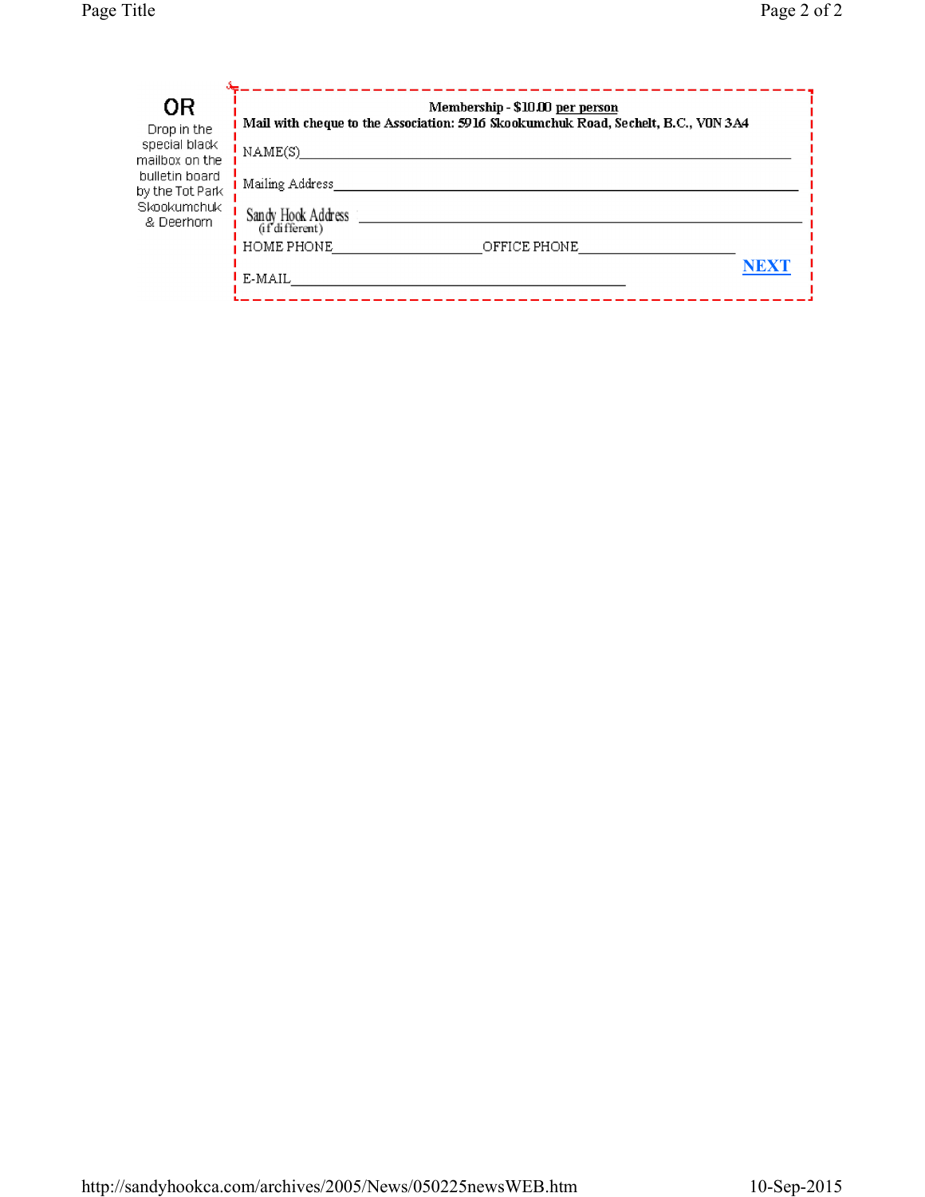**OR**

Drop in the special black mailbox on the bulletin board by the Tot Park Skookumchuk & Deerhorn

**Membership - $10.00 <u>per person</u>**

**Mail with cheque to the Association: 5916 Skookumchuk Road, Sechelt, B.C., V0N 3A4**

NAME(S)\_\_\_\_\_\_\_\_\_\_\_\_\_\_\_\_\_\_\_\_\_\_\_\_\_\_\_\_\_\_\_\_\_\_\_\_\_\_\_\_\_\_\_\_\_\_\_\_

Mailing Address\_\_\_\_\_\_\_\_\_\_\_\_\_\_\_\_\_\_\_\_\_\_\_\_\_\_\_\_\_\_\_\_\_\_\_\_\_\_\_\_\_\_\_\_

Sandy Hook Address (if different) \_\_\_\_\_\_\_\_\_\_\_\_\_\_\_\_\_\_\_\_\_\_\_\_\_\_\_\_\_\_\_\_\_\_\_\_\_\_\_\_\_\_

HOME PHONE\_\_\_\_\_\_\_\_\_\_\_\_\_\_\_\_\_\_\_\_OFFICE PHONE\_\_\_\_\_\_\_\_\_\_\_\_\_\_\_\_\_\_\_\_

E-MAIL\_\_\_\_\_\_\_\_\_\_\_\_\_\_\_\_\_\_\_\_\_\_\_\_\_\_\_\_\_\_\_\_\_\_\_\_\_\_\_\_\_\_\_\_

**NEXT**